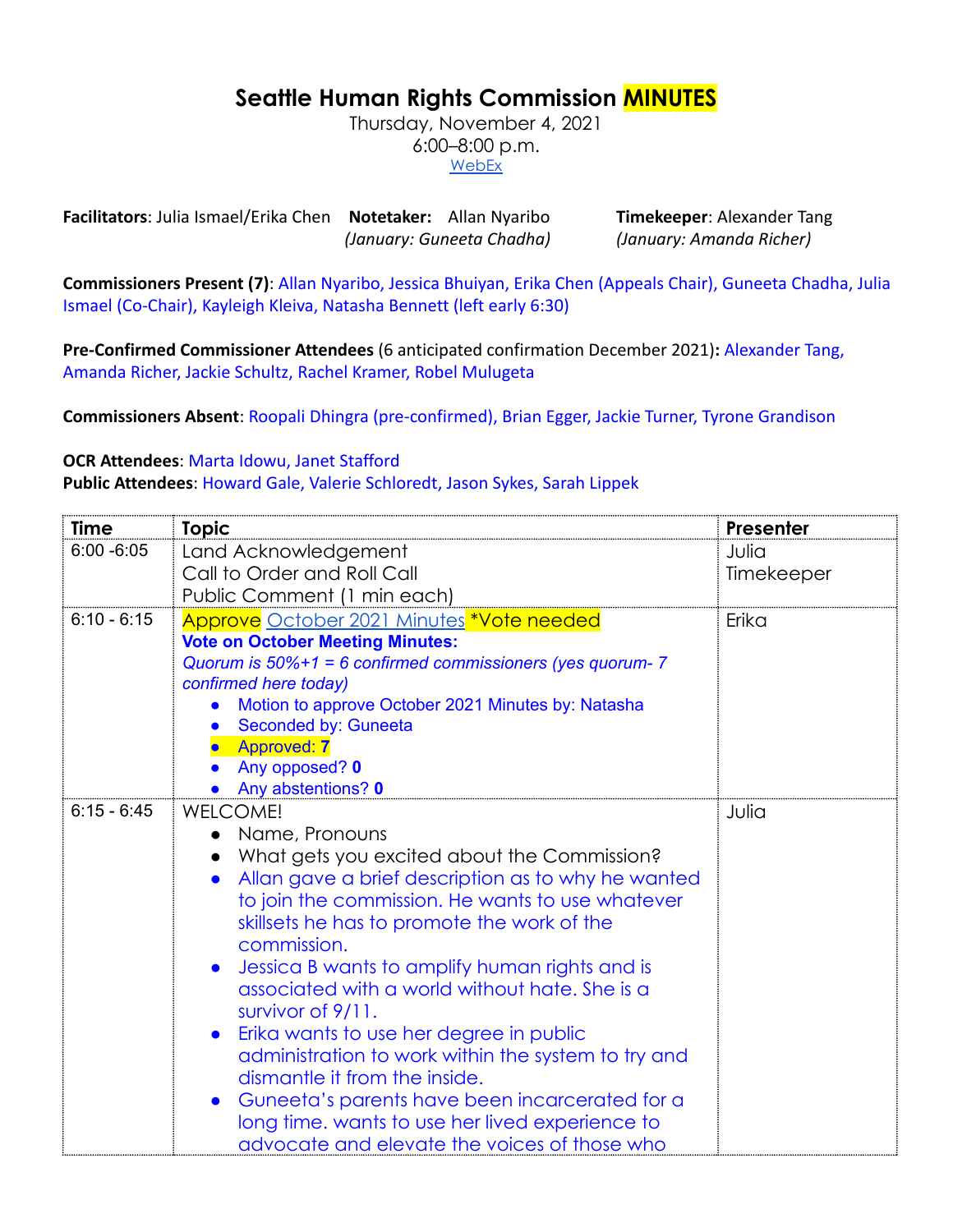# Seattle Human Rights Commission MINUTES

Thursday, November 4, 2021
6:00–8:00 p.m.
WebEx

**Facilitators**: Julia Ismael/Erika Chen **Notetaker:** Allan Nyaribo *(January: Guneeta Chadha)* **Timekeeper**: Alexander Tang *(January: Amanda Richer)*

**Commissioners Present (7)**: Allan Nyaribo, Jessica Bhuiyan, Erika Chen (Appeals Chair), Guneeta Chadha, Julia Ismael (Co-Chair), Kayleigh Kleiva, Natasha Bennett (left early 6:30)

**Pre-Confirmed Commissioner Attendees** (6 anticipated confirmation December 2021)**:** Alexander Tang, Amanda Richer, Jackie Schultz, Rachel Kramer, Robel Mulugeta

**Commissioners Absent**: Roopali Dhingra (pre-confirmed), Brian Egger, Jackie Turner, Tyrone Grandison

**OCR Attendees**: Marta Idowu, Janet Stafford
**Public Attendees**: Howard Gale, Valerie Schloredt, Jason Sykes, Sarah Lippek

| Time | Topic | Presenter |
|---|---|---|
| 6:00 -6:05 | Land Acknowledgement<br>Call to Order and Roll Call<br>Public Comment (1 min each) | Julia<br>Timekeeper |
| 6:10 - 6:15 | Approve October 2021 Minutes *Vote needed<br>**Vote on October Meeting Minutes:**<br>*Quorum is 50%+1 = 6 confirmed commissioners (yes quorum- 7 confirmed here today)*<br>• Motion to approve October 2021 Minutes by: Natasha<br>• Seconded by: Guneeta<br>• Approved: **7**<br>• Any opposed? **0**<br>• Any abstentions? **0** | Erika |
| 6:15 - 6:45 | WELCOME!<br>• Name, Pronouns<br>• What gets you excited about the Commission?<br>• Allan gave a brief description as to why he wanted to join the commission. He wants to use whatever skillsets he has to promote the work of the commission.<br>• Jessica B wants to amplify human rights and is associated with a world without hate. She is a survivor of 9/11.<br>• Erika wants to use her degree in public administration to work within the system to try and dismantle it from the inside.<br>• Guneeta's parents have been incarcerated for a long time. wants to use her lived experience to advocate and elevate the voices of those who | Julia |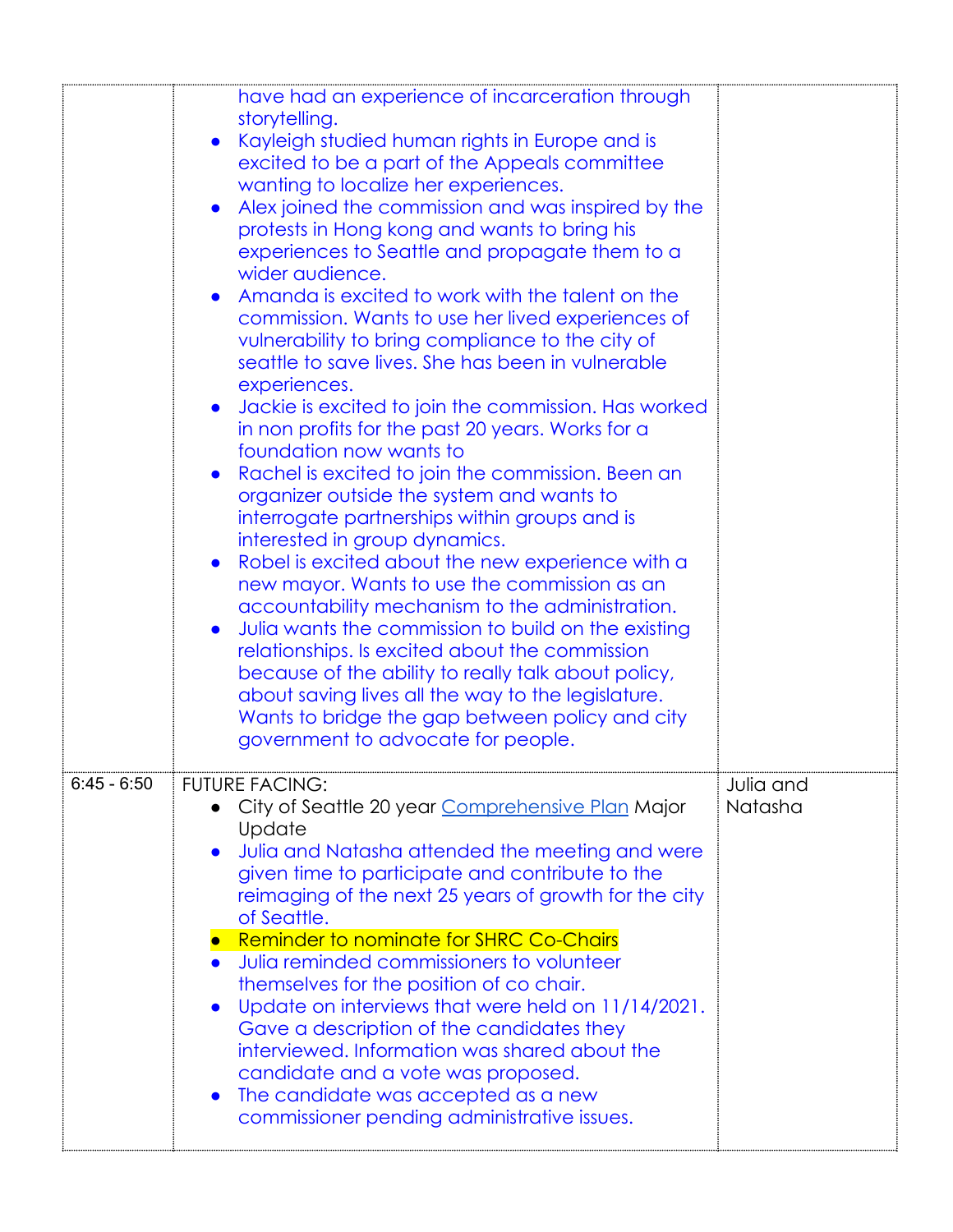| | | |
|---|---|---|
| | have had an experience of incarceration through storytelling.<br>• Kayleigh studied human rights in Europe and is excited to be a part of the Appeals committee wanting to localize her experiences.<br>• Alex joined the commission and was inspired by the protests in Hong kong and wants to bring his experiences to Seattle and propagate them to a wider audience.<br>• Amanda is excited to work with the talent on the commission. Wants to use her lived experiences of vulnerability to bring compliance to the city of seattle to save lives. She has been in vulnerable experiences.<br>• Jackie is excited to join the commission. Has worked in non profits for the past 20 years. Works for a foundation now wants to<br>• Rachel is excited to join the commission. Been an organizer outside the system and wants to interrogate partnerships within groups and is interested in group dynamics.<br>• Robel is excited about the new experience with a new mayor. Wants to use the commission as an accountability mechanism to the administration.<br>• Julia wants the commission to build on the existing relationships. Is excited about the commission because of the ability to really talk about policy, about saving lives all the way to the legislature. Wants to bridge the gap between policy and city government to advocate for people. | |
| 6:45 - 6:50 | FUTURE FACING:<br>• City of Seattle 20 year Comprehensive Plan Major Update<br>• Julia and Natasha attended the meeting and were given time to participate and contribute to the reimaging of the next 25 years of growth for the city of Seattle.<br>• Reminder to nominate for SHRC Co-Chairs<br>• Julia reminded commissioners to volunteer themselves for the position of co chair.<br>• Update on interviews that were held on 11/14/2021. Gave a description of the candidates they interviewed. Information was shared about the candidate and a vote was proposed.<br>• The candidate was accepted as a new commissioner pending administrative issues. | Julia and Natasha |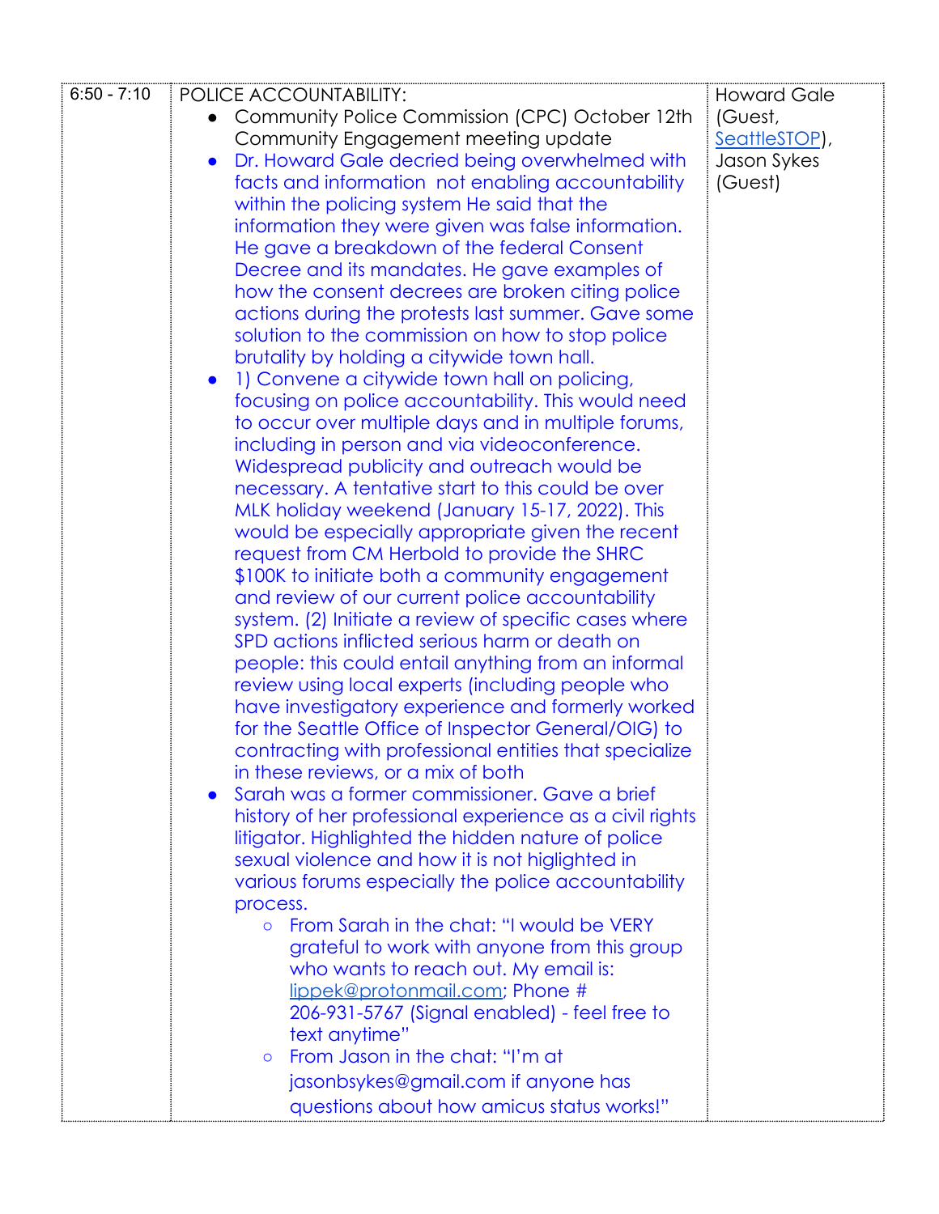| | | |
|---|---|---|
| 6:50 - 7:10 | POLICE ACCOUNTABILITY:<br>• Community Police Commission (CPC) October 12th Community Engagement meeting update<br>• Dr. Howard Gale decried being overwhelmed with facts and information not enabling accountability within the policing system He said that the information they were given was false information. He gave a breakdown of the federal Consent Decree and its mandates. He gave examples of how the consent decrees are broken citing police actions during the protests last summer. Gave some solution to the commission on how to stop police brutality by holding a citywide town hall.<br>• 1) Convene a citywide town hall on policing, focusing on police accountability. This would need to occur over multiple days and in multiple forums, including in person and via videoconference. Widespread publicity and outreach would be necessary. A tentative start to this could be over MLK holiday weekend (January 15-17, 2022). This would be especially appropriate given the recent request from CM Herbold to provide the SHRC $100K to initiate both a community engagement and review of our current police accountability system. (2) Initiate a review of specific cases where SPD actions inflicted serious harm or death on people: this could entail anything from an informal review using local experts (including people who have investigatory experience and formerly worked for the Seattle Office of Inspector General/OIG) to contracting with professional entities that specialize in these reviews, or a mix of both<br>• Sarah was a former commissioner. Gave a brief history of her professional experience as a civil rights litigator. Highlighted the hidden nature of police sexual violence and how it is not higlighted in various forums especially the police accountability process.<br>&nbsp;&nbsp;&nbsp;&nbsp;○ From Sarah in the chat: "I would be VERY grateful to work with anyone from this group who wants to reach out. My email is: lippek@protonmail.com; Phone # 206-931-5767 (Signal enabled) - feel free to text anytime"<br>&nbsp;&nbsp;&nbsp;&nbsp;○ From Jason in the chat: "I'm at jasonbsykes@gmail.com if anyone has questions about how amicus status works!" | Howard Gale (Guest, SeattleSTOP), Jason Sykes (Guest) |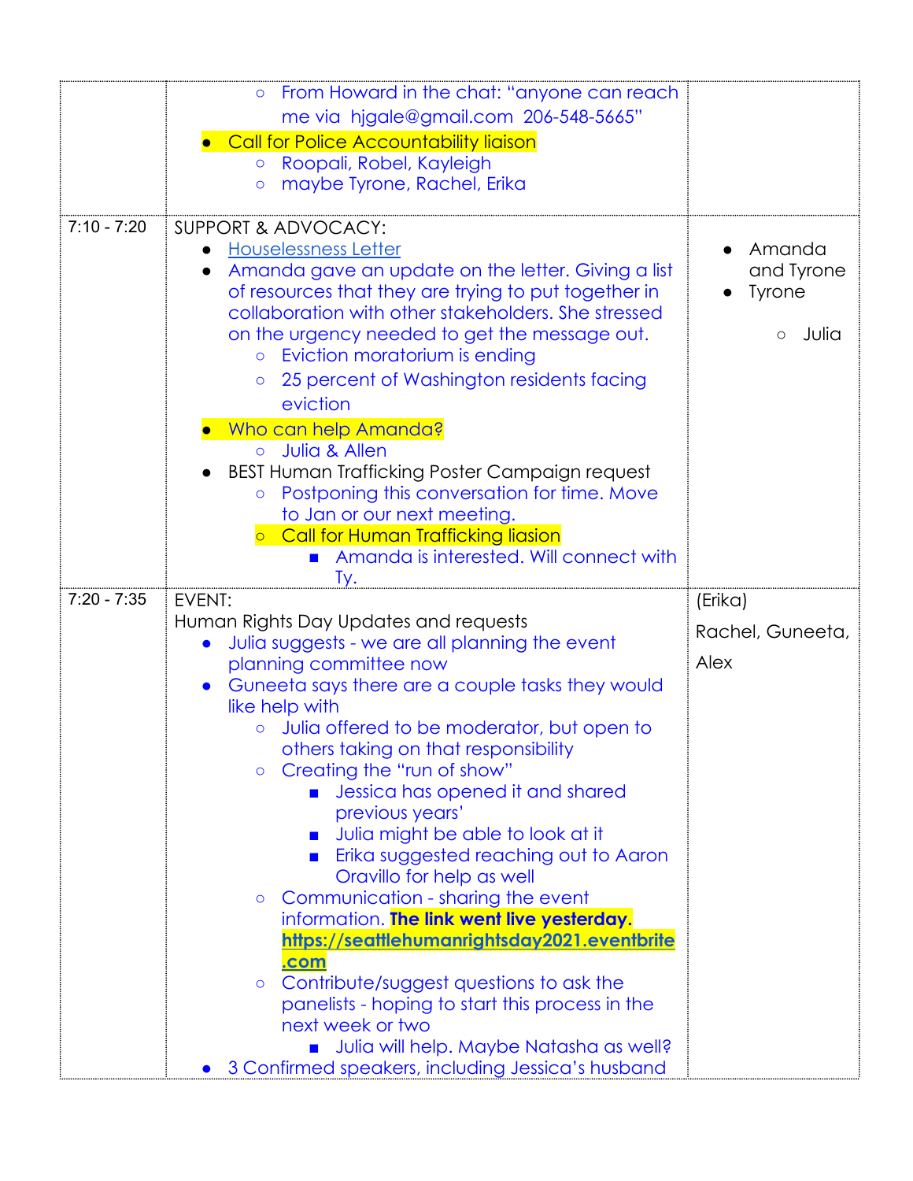| | | |
|---|---|---|
| | ◦ From Howard in the chat: "anyone can reach me via hjgale@gmail.com 206-548-5665"<br>• Call for Police Accountability liaison<br>◦ Roopali, Robel, Kayleigh<br>◦ maybe Tyrone, Rachel, Erika | |
| 7:10 - 7:20 | SUPPORT & ADVOCACY:<br>• Houselessness Letter<br>• Amanda gave an update on the letter. Giving a list of resources that they are trying to put together in collaboration with other stakeholders. She stressed on the urgency needed to get the message out.<br>◦ Eviction moratorium is ending<br>◦ 25 percent of Washington residents facing eviction<br>• Who can help Amanda?<br>◦ Julia & Allen<br>• BEST Human Trafficking Poster Campaign request<br>◦ Postponing this conversation for time. Move to Jan or our next meeting.<br>◦ Call for Human Trafficking liasion<br>▪ Amanda is interested. Will connect with Ty. | • Amanda and Tyrone<br>• Tyrone<br>◦ Julia |
| 7:20 - 7:35 | EVENT:<br>Human Rights Day Updates and requests<br>• Julia suggests - we are all planning the event planning committee now<br>• Guneeta says there are a couple tasks they would like help with<br>◦ Julia offered to be moderator, but open to others taking on that responsibility<br>◦ Creating the "run of show"<br>▪ Jessica has opened it and shared previous years'<br>▪ Julia might be able to look at it<br>▪ Erika suggested reaching out to Aaron Oravillo for help as well<br>◦ Communication - sharing the event information. **The link went live yesterday.** **https://seattlehumanrightsday2021.eventbrite.com**<br>◦ Contribute/suggest questions to ask the panelists - hoping to start this process in the next week or two<br>▪ Julia will help. Maybe Natasha as well?<br>• 3 Confirmed speakers, including Jessica's husband | (Erika)<br>Rachel, Guneeta, Alex |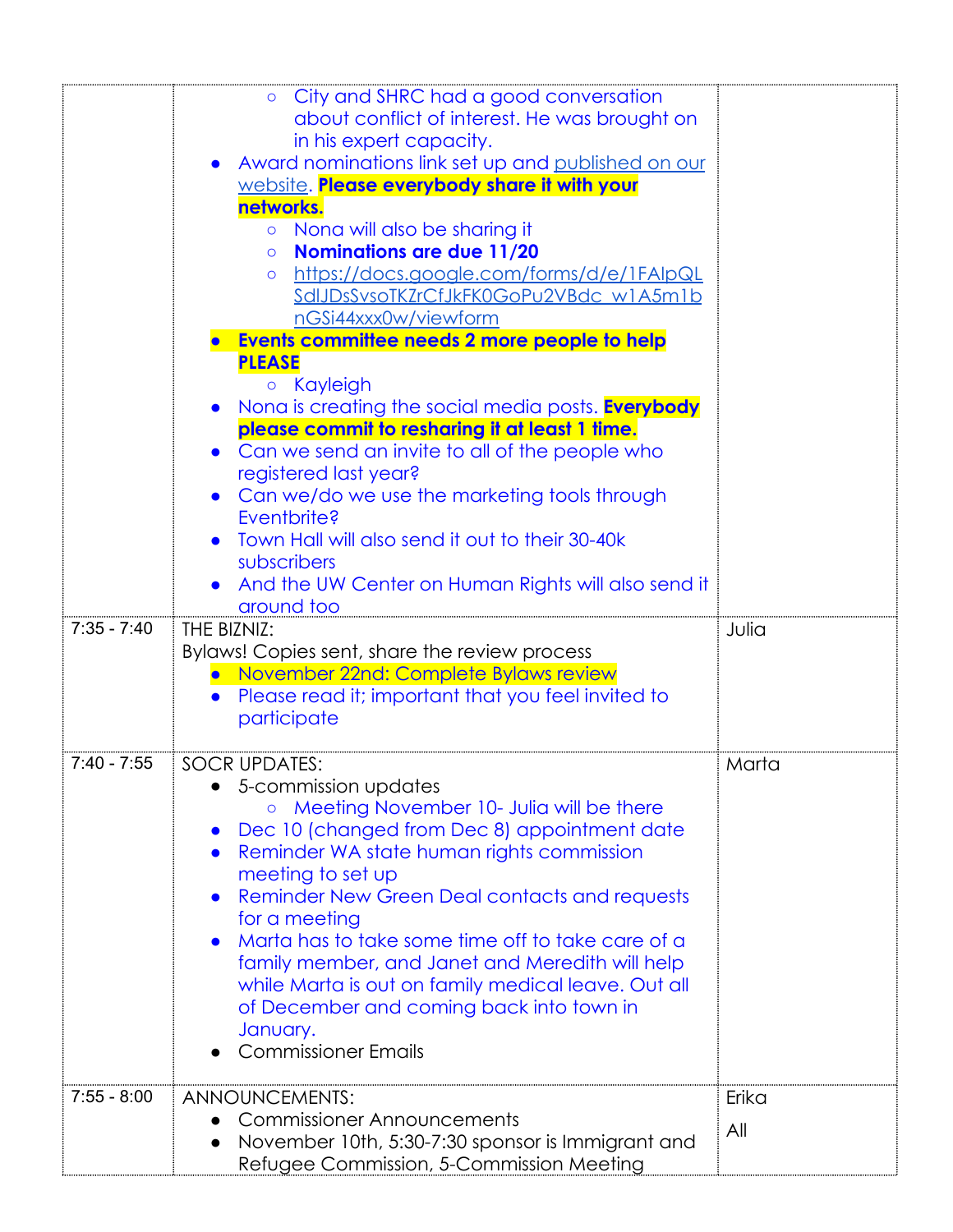| | | | |
|---|---|---|---|
| | ◦ City and SHRC had a good conversation about conflict of interest. He was brought on in his expert capacity.<br>• Award nominations link set up and [published on our website](). **Please everybody share it with your networks.**<br>&nbsp;&nbsp;◦ Nona will also be sharing it<br>&nbsp;&nbsp;◦ **Nominations are due 11/20**<br>&nbsp;&nbsp;◦ https://docs.google.com/forms/d/e/1FAIpQLSdlJDsSvsoTKZrCfJkFK0GoPu2VBdc_w1A5m1bnGSi44xxx0w/viewform<br>• **Events committee needs 2 more people to help PLEASE**<br>&nbsp;&nbsp;◦ Kayleigh<br>• Nona is creating the social media posts. **Everybody please commit to resharing it at least 1 time.**<br>• Can we send an invite to all of the people who registered last year?<br>• Can we/do we use the marketing tools through Eventbrite?<br>• Town Hall will also send it out to their 30-40k subscribers<br>• And the UW Center on Human Rights will also send it around too | |
| 7:35 - 7:40 | THE BIZNIZ:<br>Bylaws! Copies sent, share the review process<br>• November 22nd: Complete Bylaws review<br>• Please read it; important that you feel invited to participate | Julia |
| 7:40 - 7:55 | SOCR UPDATES:<br>• 5-commission updates<br>&nbsp;&nbsp;◦ Meeting November 10- Julia will be there<br>• Dec 10 (changed from Dec 8) appointment date<br>• Reminder WA state human rights commission meeting to set up<br>• Reminder New Green Deal contacts and requests for a meeting<br>• Marta has to take some time off to take care of a family member, and Janet and Meredith will help while Marta is out on family medical leave. Out all of December and coming back into town in January.<br>• Commissioner Emails | Marta |
| 7:55 - 8:00 | ANNOUNCEMENTS:<br>• Commissioner Announcements<br>• November 10th, 5:30-7:30 sponsor is Immigrant and Refugee Commission, 5-Commission Meeting | Erika<br><br>All |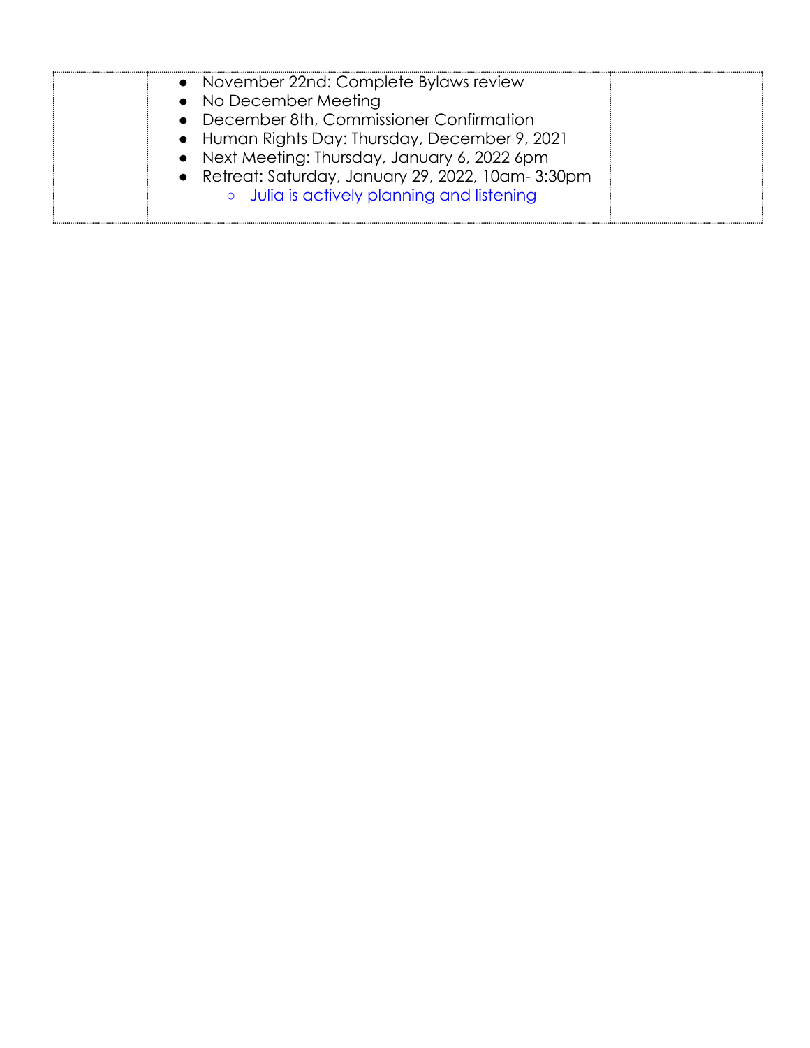| | | |
|---|---|---|
| | • November 22nd: Complete Bylaws review<br>• No December Meeting<br>• December 8th, Commissioner Confirmation<br>• Human Rights Day: Thursday, December 9, 2021<br>• Next Meeting: Thursday, January 6, 2022 6pm<br>• Retreat: Saturday, January 29, 2022, 10am- 3:30pm<br>&nbsp;&nbsp;&nbsp;&nbsp;○ Julia is actively planning and listening | |